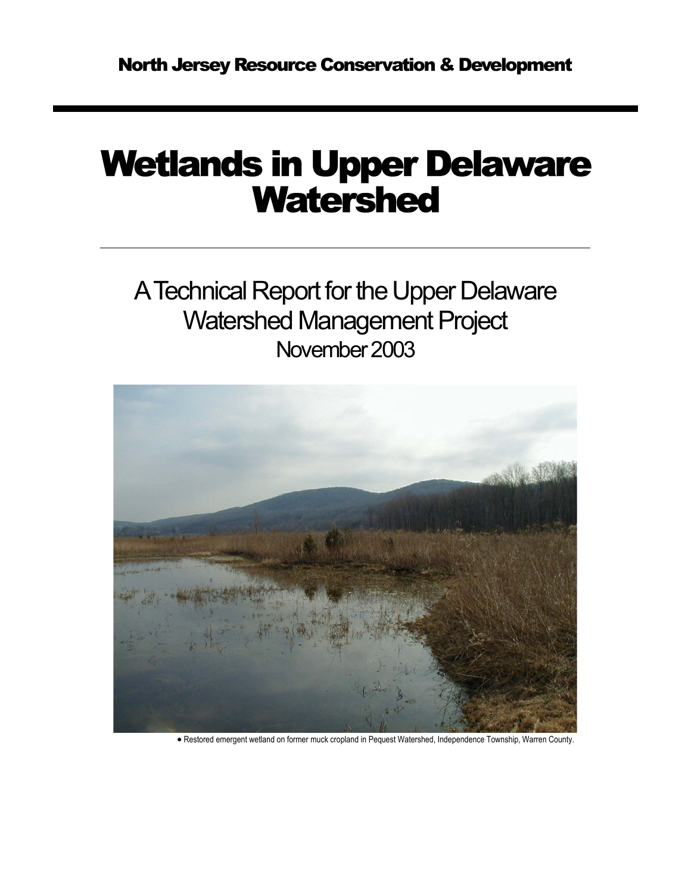**North Jersey Resource Conservation & Development**

# Wetlands in Upper Delaware Watershed

## A Technical Report for the Upper Delaware Watershed Management Project
November 2003

- Restored emergent wetland on former muck cropland in Pequest Watershed, Independence Township, Warren County.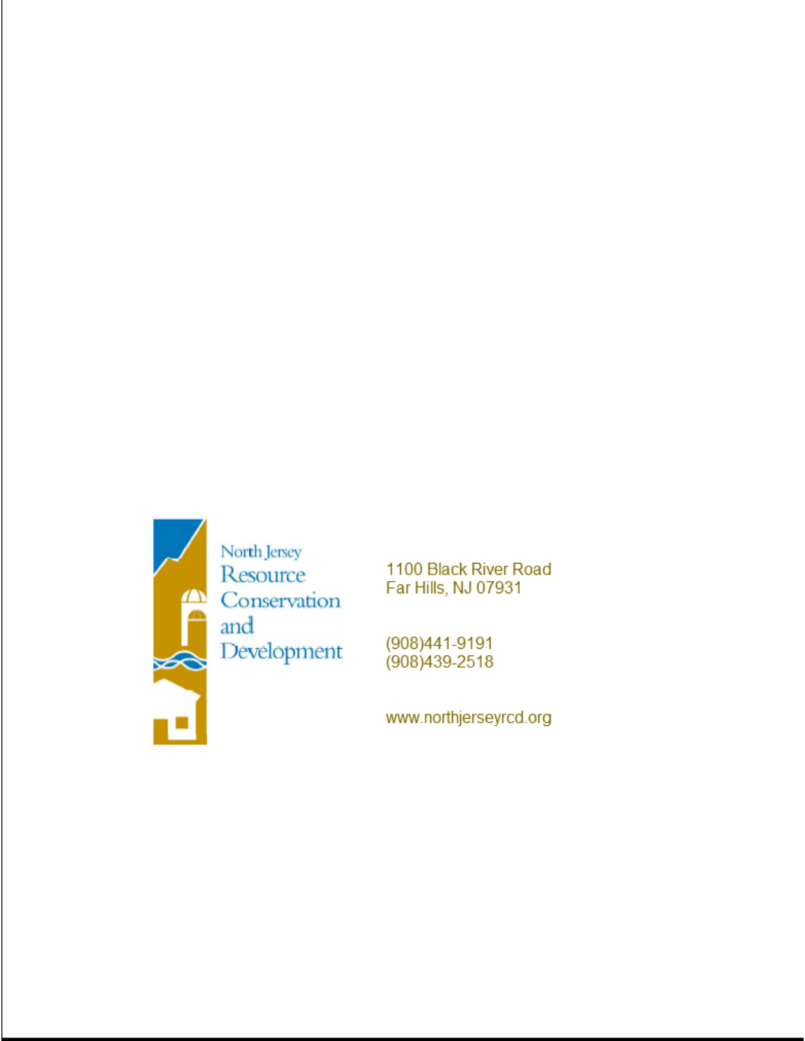North Jersey Resource Conservation and Development

1100 Black River Road
Far Hills, NJ 07931

(908)441-9191
(908)439-2518

www.northjerseyrcd.org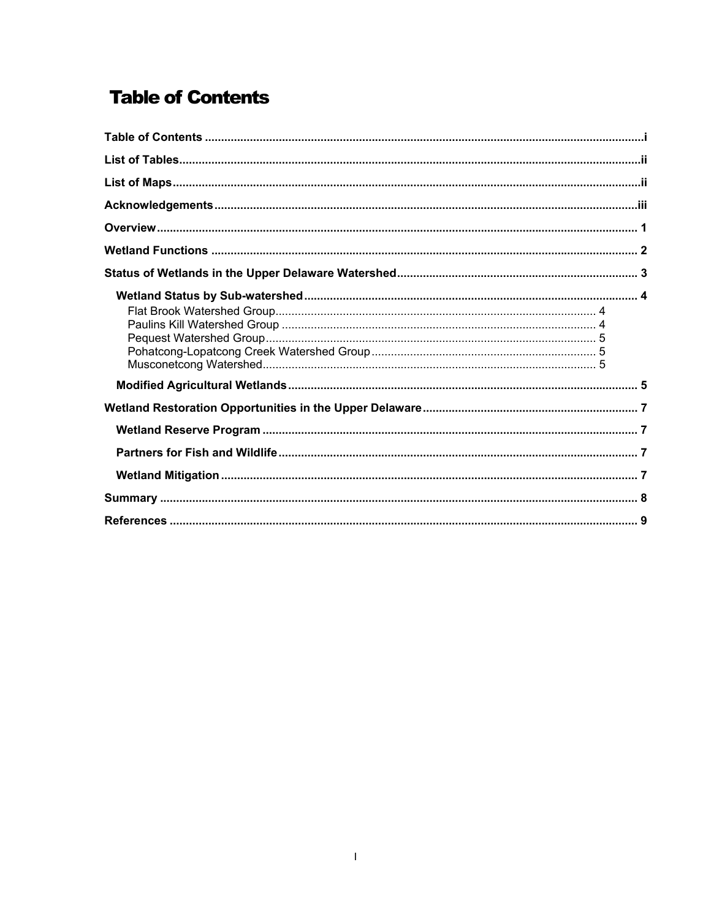# Table of Contents

Table of Contents ....................................................................................................................................i

List of Tables...........................................................................................................................................ii

List of Maps............................................................................................................................................ii

Acknowledgements...............................................................................................................................iii

Overview.................................................................................................................................................1

Wetland Functions .................................................................................................................................2

Status of Wetlands in the Upper Delaware Watershed........................................................................3

- Wetland Status by Sub-watershed......................................................................................................4
  - Flat Brook Watershed Group...................................................................................4
  - Paulins Kill Watershed Group ..................................................................................4
  - Pequest Watershed Group.......................................................................................5
  - Pohatcong-Lopatcong Creek Watershed Group.......................................................5
  - Musconetcong Watershed........................................................................................5
- Modified Agricultural Wetlands...........................................................................................................5

Wetland Restoration Opportunities in the Upper Delaware.................................................................7

- Wetland Reserve Program ..................................................................................................................7
- Partners for Fish and Wildlife..............................................................................................................7
- Wetland Mitigation ..............................................................................................................................7

Summary ................................................................................................................................................8

References .............................................................................................................................................9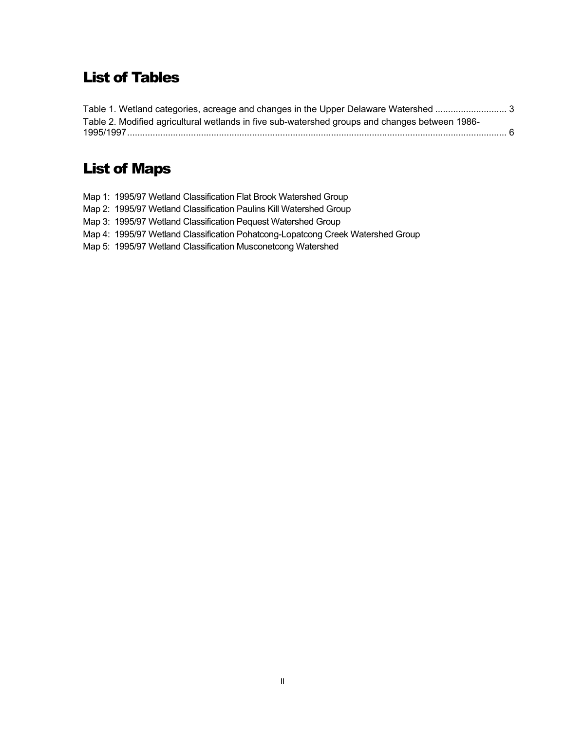# List of Tables

Table 1. Wetland categories, acreage and changes in the Upper Delaware Watershed ............................ 3

Table 2. Modified agricultural wetlands in five sub-watershed groups and changes between 1986-1995/1997.................................................................................................................................................. 6

# List of Maps

Map 1: 1995/97 Wetland Classification Flat Brook Watershed Group

Map 2: 1995/97 Wetland Classification Paulins Kill Watershed Group

Map 3: 1995/97 Wetland Classification Pequest Watershed Group

Map 4: 1995/97 Wetland Classification Pohatcong-Lopatcong Creek Watershed Group

Map 5: 1995/97 Wetland Classification Musconetcong Watershed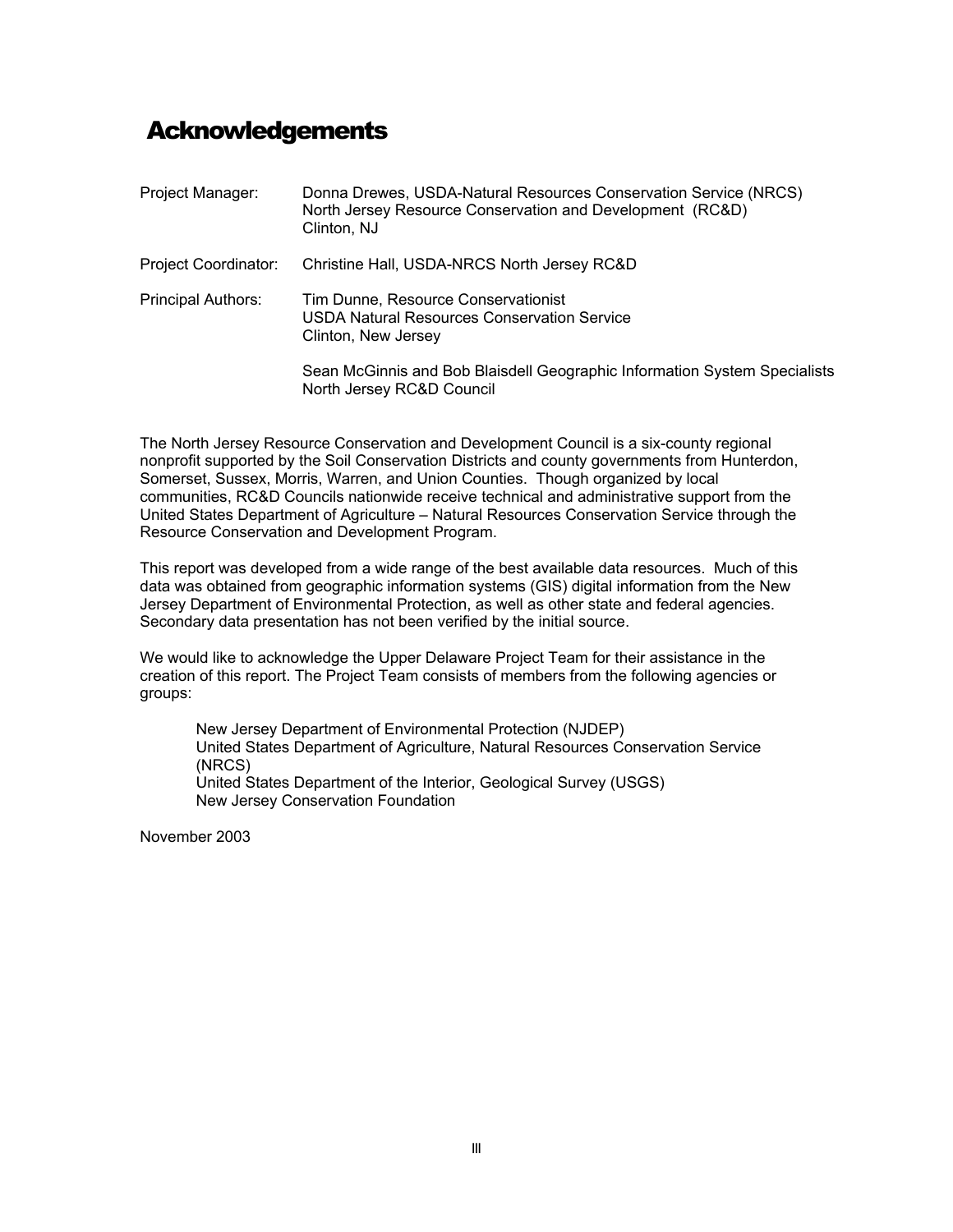# Acknowledgements

| | |
|---|---|
| Project Manager: | Donna Drewes, USDA-Natural Resources Conservation Service (NRCS) North Jersey Resource Conservation and Development (RC&D) Clinton, NJ |
| Project Coordinator: | Christine Hall, USDA-NRCS North Jersey RC&D |
| Principal Authors: | Tim Dunne, Resource Conservationist USDA Natural Resources Conservation Service Clinton, New Jersey |
| | Sean McGinnis and Bob Blaisdell Geographic Information System Specialists North Jersey RC&D Council |

The North Jersey Resource Conservation and Development Council is a six-county regional nonprofit supported by the Soil Conservation Districts and county governments from Hunterdon, Somerset, Sussex, Morris, Warren, and Union Counties. Though organized by local communities, RC&D Councils nationwide receive technical and administrative support from the United States Department of Agriculture – Natural Resources Conservation Service through the Resource Conservation and Development Program.

This report was developed from a wide range of the best available data resources. Much of this data was obtained from geographic information systems (GIS) digital information from the New Jersey Department of Environmental Protection, as well as other state and federal agencies. Secondary data presentation has not been verified by the initial source.

We would like to acknowledge the Upper Delaware Project Team for their assistance in the creation of this report. The Project Team consists of members from the following agencies or groups:

- New Jersey Department of Environmental Protection (NJDEP)
- United States Department of Agriculture, Natural Resources Conservation Service (NRCS)
- United States Department of the Interior, Geological Survey (USGS)
- New Jersey Conservation Foundation

November 2003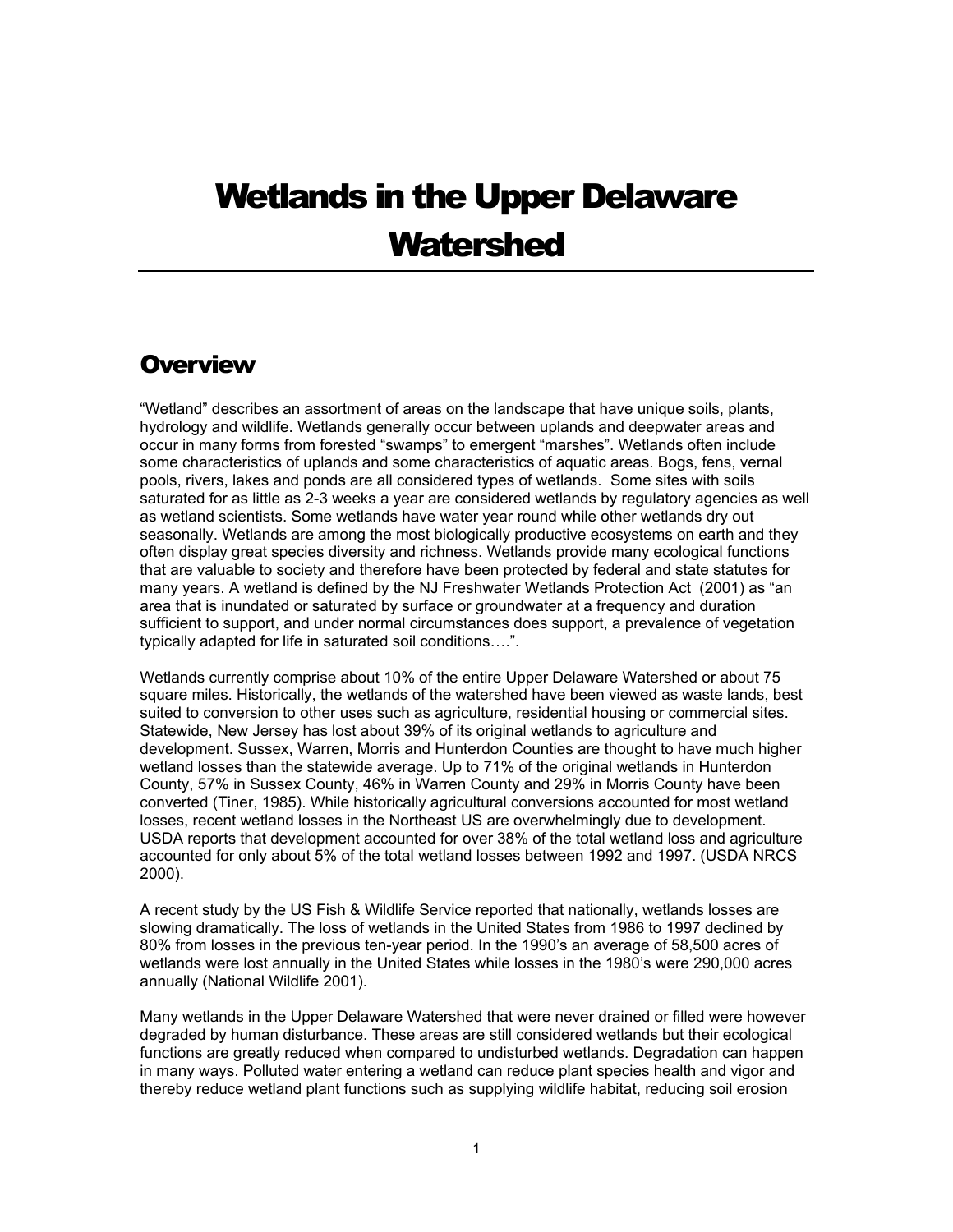# Wetlands in the Upper Delaware Watershed

## Overview

"Wetland" describes an assortment of areas on the landscape that have unique soils, plants, hydrology and wildlife. Wetlands generally occur between uplands and deepwater areas and occur in many forms from forested "swamps" to emergent "marshes". Wetlands often include some characteristics of uplands and some characteristics of aquatic areas. Bogs, fens, vernal pools, rivers, lakes and ponds are all considered types of wetlands. Some sites with soils saturated for as little as 2-3 weeks a year are considered wetlands by regulatory agencies as well as wetland scientists. Some wetlands have water year round while other wetlands dry out seasonally. Wetlands are among the most biologically productive ecosystems on earth and they often display great species diversity and richness. Wetlands provide many ecological functions that are valuable to society and therefore have been protected by federal and state statutes for many years. A wetland is defined by the NJ Freshwater Wetlands Protection Act (2001) as "an area that is inundated or saturated by surface or groundwater at a frequency and duration sufficient to support, and under normal circumstances does support, a prevalence of vegetation typically adapted for life in saturated soil conditions….".

Wetlands currently comprise about 10% of the entire Upper Delaware Watershed or about 75 square miles. Historically, the wetlands of the watershed have been viewed as waste lands, best suited to conversion to other uses such as agriculture, residential housing or commercial sites. Statewide, New Jersey has lost about 39% of its original wetlands to agriculture and development. Sussex, Warren, Morris and Hunterdon Counties are thought to have much higher wetland losses than the statewide average. Up to 71% of the original wetlands in Hunterdon County, 57% in Sussex County, 46% in Warren County and 29% in Morris County have been converted (Tiner, 1985). While historically agricultural conversions accounted for most wetland losses, recent wetland losses in the Northeast US are overwhelmingly due to development. USDA reports that development accounted for over 38% of the total wetland loss and agriculture accounted for only about 5% of the total wetland losses between 1992 and 1997. (USDA NRCS 2000).

A recent study by the US Fish & Wildlife Service reported that nationally, wetlands losses are slowing dramatically. The loss of wetlands in the United States from 1986 to 1997 declined by 80% from losses in the previous ten-year period. In the 1990's an average of 58,500 acres of wetlands were lost annually in the United States while losses in the 1980's were 290,000 acres annually (National Wildlife 2001).

Many wetlands in the Upper Delaware Watershed that were never drained or filled were however degraded by human disturbance. These areas are still considered wetlands but their ecological functions are greatly reduced when compared to undisturbed wetlands. Degradation can happen in many ways. Polluted water entering a wetland can reduce plant species health and vigor and thereby reduce wetland plant functions such as supplying wildlife habitat, reducing soil erosion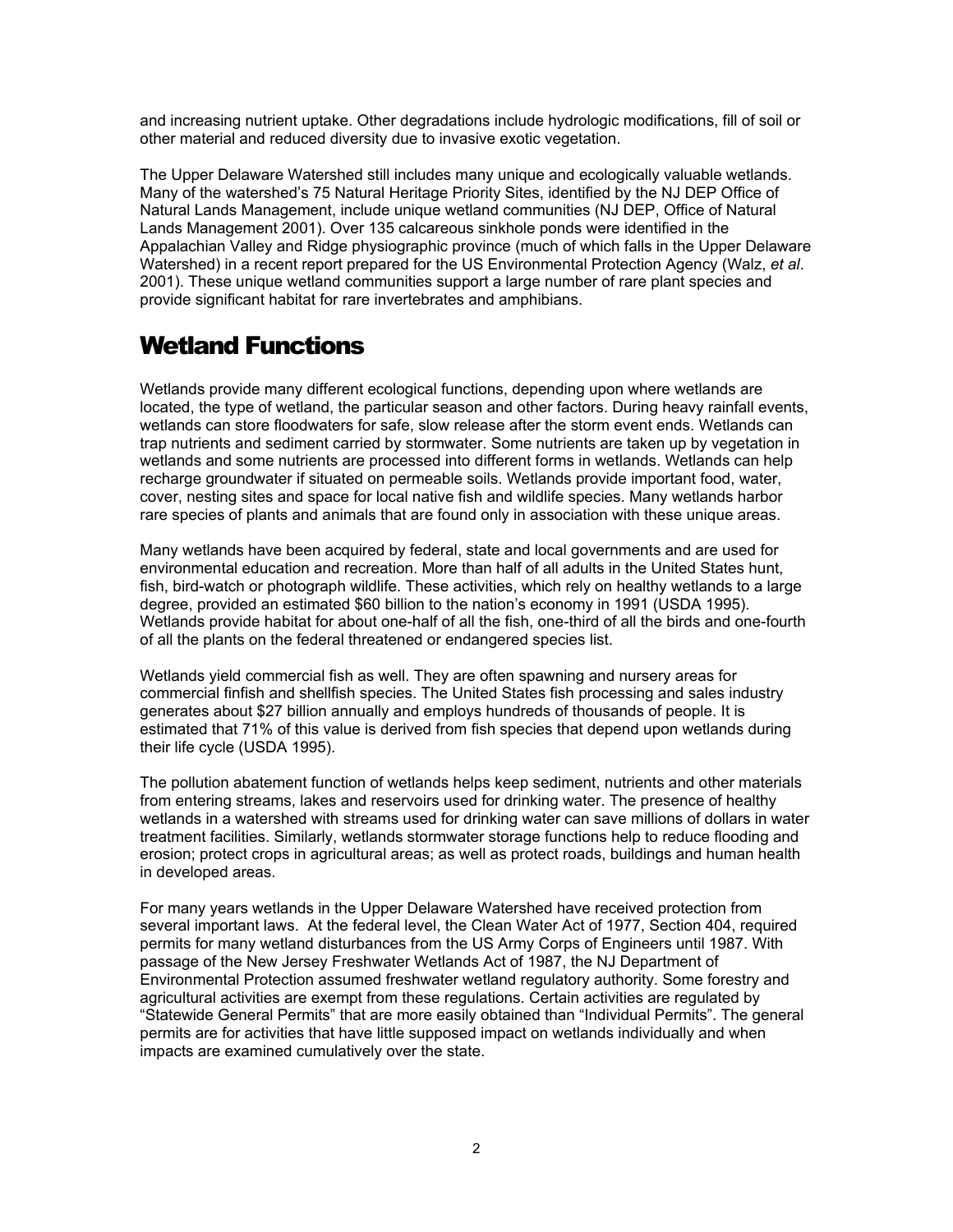and increasing nutrient uptake. Other degradations include hydrologic modifications, fill of soil or other material and reduced diversity due to invasive exotic vegetation.

The Upper Delaware Watershed still includes many unique and ecologically valuable wetlands. Many of the watershed's 75 Natural Heritage Priority Sites, identified by the NJ DEP Office of Natural Lands Management, include unique wetland communities (NJ DEP, Office of Natural Lands Management 2001). Over 135 calcareous sinkhole ponds were identified in the Appalachian Valley and Ridge physiographic province (much of which falls in the Upper Delaware Watershed) in a recent report prepared for the US Environmental Protection Agency (Walz, *et al*. 2001). These unique wetland communities support a large number of rare plant species and provide significant habitat for rare invertebrates and amphibians.

# Wetland Functions

Wetlands provide many different ecological functions, depending upon where wetlands are located, the type of wetland, the particular season and other factors. During heavy rainfall events, wetlands can store floodwaters for safe, slow release after the storm event ends. Wetlands can trap nutrients and sediment carried by stormwater. Some nutrients are taken up by vegetation in wetlands and some nutrients are processed into different forms in wetlands. Wetlands can help recharge groundwater if situated on permeable soils. Wetlands provide important food, water, cover, nesting sites and space for local native fish and wildlife species. Many wetlands harbor rare species of plants and animals that are found only in association with these unique areas.

Many wetlands have been acquired by federal, state and local governments and are used for environmental education and recreation. More than half of all adults in the United States hunt, fish, bird-watch or photograph wildlife. These activities, which rely on healthy wetlands to a large degree, provided an estimated $60 billion to the nation's economy in 1991 (USDA 1995). Wetlands provide habitat for about one-half of all the fish, one-third of all the birds and one-fourth of all the plants on the federal threatened or endangered species list.

Wetlands yield commercial fish as well. They are often spawning and nursery areas for commercial finfish and shellfish species. The United States fish processing and sales industry generates about $27 billion annually and employs hundreds of thousands of people. It is estimated that 71% of this value is derived from fish species that depend upon wetlands during their life cycle (USDA 1995).

The pollution abatement function of wetlands helps keep sediment, nutrients and other materials from entering streams, lakes and reservoirs used for drinking water. The presence of healthy wetlands in a watershed with streams used for drinking water can save millions of dollars in water treatment facilities. Similarly, wetlands stormwater storage functions help to reduce flooding and erosion; protect crops in agricultural areas; as well as protect roads, buildings and human health in developed areas.

For many years wetlands in the Upper Delaware Watershed have received protection from several important laws. At the federal level, the Clean Water Act of 1977, Section 404, required permits for many wetland disturbances from the US Army Corps of Engineers until 1987. With passage of the New Jersey Freshwater Wetlands Act of 1987, the NJ Department of Environmental Protection assumed freshwater wetland regulatory authority. Some forestry and agricultural activities are exempt from these regulations. Certain activities are regulated by "Statewide General Permits" that are more easily obtained than "Individual Permits". The general permits are for activities that have little supposed impact on wetlands individually and when impacts are examined cumulatively over the state.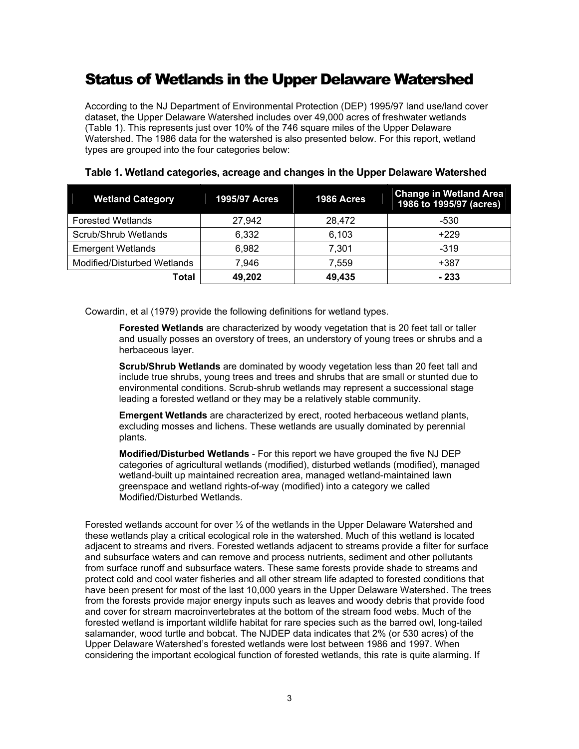# Status of Wetlands in the Upper Delaware Watershed

According to the NJ Department of Environmental Protection (DEP) 1995/97 land use/land cover dataset, the Upper Delaware Watershed includes over 49,000 acres of freshwater wetlands (Table 1). This represents just over 10% of the 746 square miles of the Upper Delaware Watershed. The 1986 data for the watershed is also presented below. For this report, wetland types are grouped into the four categories below:

**Table 1. Wetland categories, acreage and changes in the Upper Delaware Watershed**

| Wetland Category | 1995/97 Acres | 1986 Acres | Change in Wetland Area 1986 to 1995/97 (acres) |
|---|---|---|---|
| Forested Wetlands | 27,942 | 28,472 | -530 |
| Scrub/Shrub Wetlands | 6,332 | 6,103 | +229 |
| Emergent Wetlands | 6,982 | 7,301 | -319 |
| Modified/Disturbed Wetlands | 7,946 | 7,559 | +387 |
| **Total** | **49,202** | **49,435** | **- 233** |

Cowardin, et al (1979) provide the following definitions for wetland types.

**Forested Wetlands** are characterized by woody vegetation that is 20 feet tall or taller and usually posses an overstory of trees, an understory of young trees or shrubs and a herbaceous layer.

**Scrub/Shrub Wetlands** are dominated by woody vegetation less than 20 feet tall and include true shrubs, young trees and trees and shrubs that are small or stunted due to environmental conditions. Scrub-shrub wetlands may represent a successional stage leading a forested wetland or they may be a relatively stable community.

**Emergent Wetlands** are characterized by erect, rooted herbaceous wetland plants, excluding mosses and lichens. These wetlands are usually dominated by perennial plants.

**Modified/Disturbed Wetlands** - For this report we have grouped the five NJ DEP categories of agricultural wetlands (modified), disturbed wetlands (modified), managed wetland-built up maintained recreation area, managed wetland-maintained lawn greenspace and wetland rights-of-way (modified) into a category we called Modified/Disturbed Wetlands.

Forested wetlands account for over ½ of the wetlands in the Upper Delaware Watershed and these wetlands play a critical ecological role in the watershed. Much of this wetland is located adjacent to streams and rivers. Forested wetlands adjacent to streams provide a filter for surface and subsurface waters and can remove and process nutrients, sediment and other pollutants from surface runoff and subsurface waters. These same forests provide shade to streams and protect cold and cool water fisheries and all other stream life adapted to forested conditions that have been present for most of the last 10,000 years in the Upper Delaware Watershed. The trees from the forests provide major energy inputs such as leaves and woody debris that provide food and cover for stream macroinvertebrates at the bottom of the stream food webs. Much of the forested wetland is important wildlife habitat for rare species such as the barred owl, long-tailed salamander, wood turtle and bobcat. The NJDEP data indicates that 2% (or 530 acres) of the Upper Delaware Watershed's forested wetlands were lost between 1986 and 1997. When considering the important ecological function of forested wetlands, this rate is quite alarming. If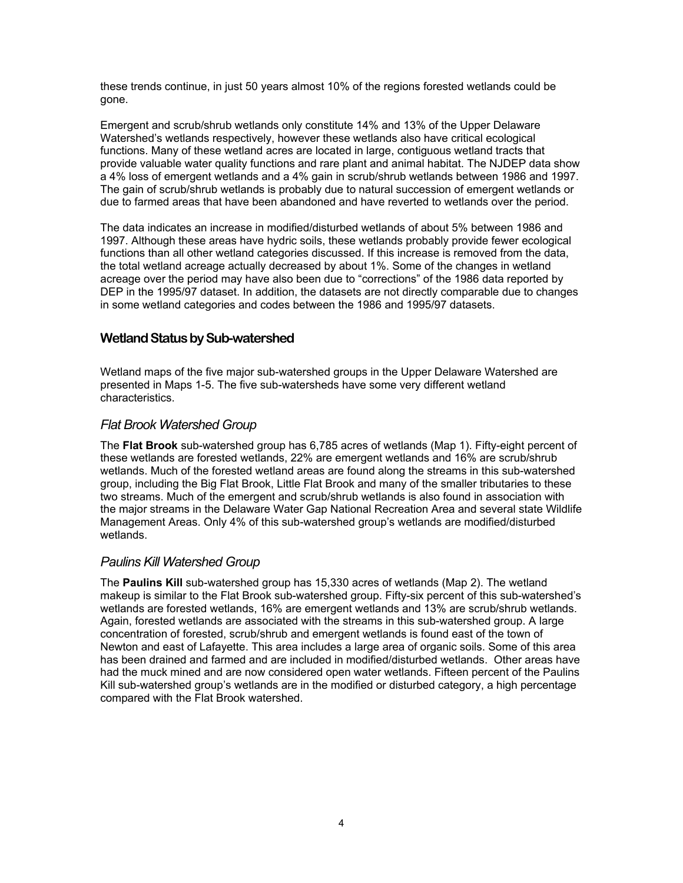these trends continue, in just 50 years almost 10% of the regions forested wetlands could be gone.

Emergent and scrub/shrub wetlands only constitute 14% and 13% of the Upper Delaware Watershed's wetlands respectively, however these wetlands also have critical ecological functions. Many of these wetland acres are located in large, contiguous wetland tracts that provide valuable water quality functions and rare plant and animal habitat. The NJDEP data show a 4% loss of emergent wetlands and a 4% gain in scrub/shrub wetlands between 1986 and 1997. The gain of scrub/shrub wetlands is probably due to natural succession of emergent wetlands or due to farmed areas that have been abandoned and have reverted to wetlands over the period.

The data indicates an increase in modified/disturbed wetlands of about 5% between 1986 and 1997. Although these areas have hydric soils, these wetlands probably provide fewer ecological functions than all other wetland categories discussed. If this increase is removed from the data, the total wetland acreage actually decreased by about 1%. Some of the changes in wetland acreage over the period may have also been due to "corrections" of the 1986 data reported by DEP in the 1995/97 dataset. In addition, the datasets are not directly comparable due to changes in some wetland categories and codes between the 1986 and 1995/97 datasets.

## Wetland Status by Sub-watershed

Wetland maps of the five major sub-watershed groups in the Upper Delaware Watershed are presented in Maps 1-5. The five sub-watersheds have some very different wetland characteristics.

### *Flat Brook Watershed Group*

The **Flat Brook** sub-watershed group has 6,785 acres of wetlands (Map 1). Fifty-eight percent of these wetlands are forested wetlands, 22% are emergent wetlands and 16% are scrub/shrub wetlands. Much of the forested wetland areas are found along the streams in this sub-watershed group, including the Big Flat Brook, Little Flat Brook and many of the smaller tributaries to these two streams. Much of the emergent and scrub/shrub wetlands is also found in association with the major streams in the Delaware Water Gap National Recreation Area and several state Wildlife Management Areas. Only 4% of this sub-watershed group's wetlands are modified/disturbed wetlands.

### *Paulins Kill Watershed Group*

The **Paulins Kill** sub-watershed group has 15,330 acres of wetlands (Map 2). The wetland makeup is similar to the Flat Brook sub-watershed group. Fifty-six percent of this sub-watershed's wetlands are forested wetlands, 16% are emergent wetlands and 13% are scrub/shrub wetlands. Again, forested wetlands are associated with the streams in this sub-watershed group. A large concentration of forested, scrub/shrub and emergent wetlands is found east of the town of Newton and east of Lafayette. This area includes a large area of organic soils. Some of this area has been drained and farmed and are included in modified/disturbed wetlands. Other areas have had the muck mined and are now considered open water wetlands. Fifteen percent of the Paulins Kill sub-watershed group's wetlands are in the modified or disturbed category, a high percentage compared with the Flat Brook watershed.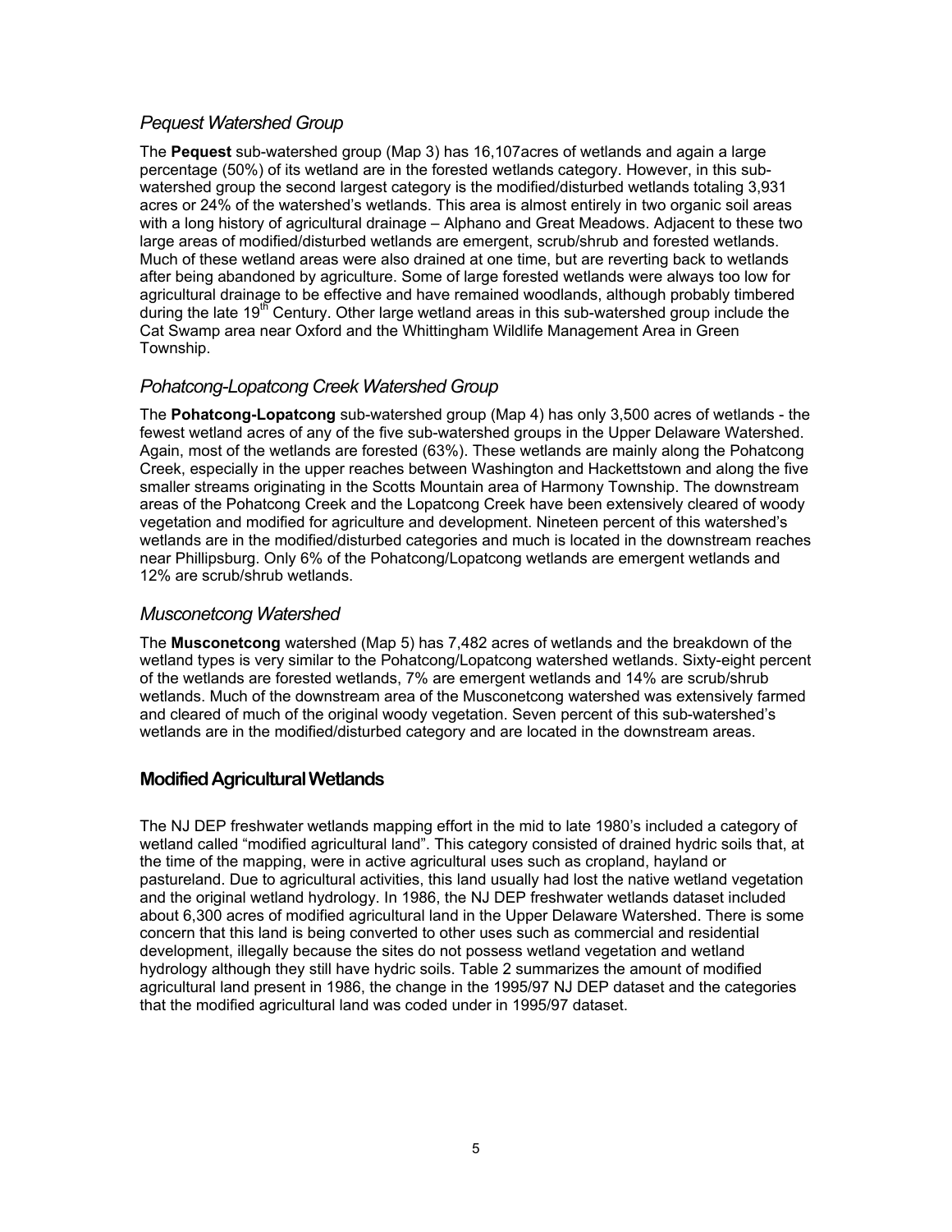### *Pequest Watershed Group*

The **Pequest** sub-watershed group (Map 3) has 16,107acres of wetlands and again a large percentage (50%) of its wetland are in the forested wetlands category. However, in this sub-watershed group the second largest category is the modified/disturbed wetlands totaling 3,931 acres or 24% of the watershed's wetlands. This area is almost entirely in two organic soil areas with a long history of agricultural drainage – Alphano and Great Meadows. Adjacent to these two large areas of modified/disturbed wetlands are emergent, scrub/shrub and forested wetlands. Much of these wetland areas were also drained at one time, but are reverting back to wetlands after being abandoned by agriculture. Some of large forested wetlands were always too low for agricultural drainage to be effective and have remained woodlands, although probably timbered during the late 19th Century. Other large wetland areas in this sub-watershed group include the Cat Swamp area near Oxford and the Whittingham Wildlife Management Area in Green Township.

### *Pohatcong-Lopatcong Creek Watershed Group*

The **Pohatcong-Lopatcong** sub-watershed group (Map 4) has only 3,500 acres of wetlands - the fewest wetland acres of any of the five sub-watershed groups in the Upper Delaware Watershed. Again, most of the wetlands are forested (63%). These wetlands are mainly along the Pohatcong Creek, especially in the upper reaches between Washington and Hackettstown and along the five smaller streams originating in the Scotts Mountain area of Harmony Township. The downstream areas of the Pohatcong Creek and the Lopatcong Creek have been extensively cleared of woody vegetation and modified for agriculture and development. Nineteen percent of this watershed's wetlands are in the modified/disturbed categories and much is located in the downstream reaches near Phillipsburg. Only 6% of the Pohatcong/Lopatcong wetlands are emergent wetlands and 12% are scrub/shrub wetlands.

### *Musconetcong Watershed*

The **Musconetcong** watershed (Map 5) has 7,482 acres of wetlands and the breakdown of the wetland types is very similar to the Pohatcong/Lopatcong watershed wetlands. Sixty-eight percent of the wetlands are forested wetlands, 7% are emergent wetlands and 14% are scrub/shrub wetlands. Much of the downstream area of the Musconetcong watershed was extensively farmed and cleared of much of the original woody vegetation. Seven percent of this sub-watershed's wetlands are in the modified/disturbed category and are located in the downstream areas.

## Modified Agricultural Wetlands

The NJ DEP freshwater wetlands mapping effort in the mid to late 1980's included a category of wetland called "modified agricultural land". This category consisted of drained hydric soils that, at the time of the mapping, were in active agricultural uses such as cropland, hayland or pastureland. Due to agricultural activities, this land usually had lost the native wetland vegetation and the original wetland hydrology. In 1986, the NJ DEP freshwater wetlands dataset included about 6,300 acres of modified agricultural land in the Upper Delaware Watershed. There is some concern that this land is being converted to other uses such as commercial and residential development, illegally because the sites do not possess wetland vegetation and wetland hydrology although they still have hydric soils. Table 2 summarizes the amount of modified agricultural land present in 1986, the change in the 1995/97 NJ DEP dataset and the categories that the modified agricultural land was coded under in 1995/97 dataset.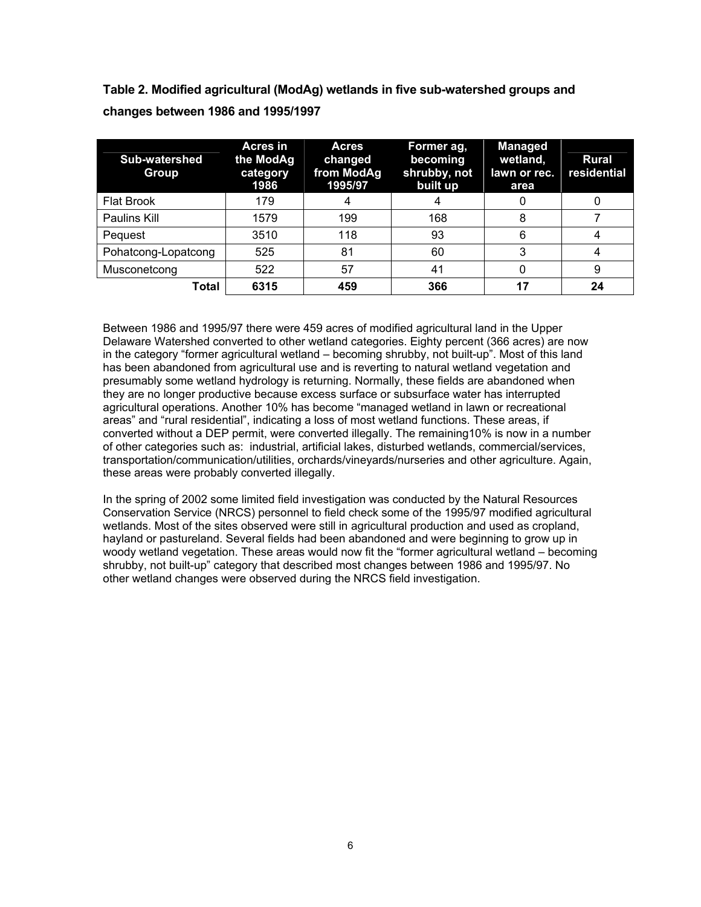**Table 2. Modified agricultural (ModAg) wetlands in five sub-watershed groups and changes between 1986 and 1995/1997**

| Sub-watershed Group | Acres in the ModAg category 1986 | Acres changed from ModAg 1995/97 | Former ag, becoming shrubby, not built up | Managed wetland, lawn or rec. area | Rural residential |
|---|---|---|---|---|---|
| Flat Brook | 179 | 4 | 4 | 0 | 0 |
| Paulins Kill | 1579 | 199 | 168 | 8 | 7 |
| Pequest | 3510 | 118 | 93 | 6 | 4 |
| Pohatcong-Lopatcong | 525 | 81 | 60 | 3 | 4 |
| Musconetcong | 522 | 57 | 41 | 0 | 9 |
| **Total** | **6315** | **459** | **366** | **17** | **24** |

Between 1986 and 1995/97 there were 459 acres of modified agricultural land in the Upper Delaware Watershed converted to other wetland categories. Eighty percent (366 acres) are now in the category "former agricultural wetland – becoming shrubby, not built-up". Most of this land has been abandoned from agricultural use and is reverting to natural wetland vegetation and presumably some wetland hydrology is returning. Normally, these fields are abandoned when they are no longer productive because excess surface or subsurface water has interrupted agricultural operations. Another 10% has become "managed wetland in lawn or recreational areas" and "rural residential", indicating a loss of most wetland functions. These areas, if converted without a DEP permit, were converted illegally. The remaining10% is now in a number of other categories such as: industrial, artificial lakes, disturbed wetlands, commercial/services, transportation/communication/utilities, orchards/vineyards/nurseries and other agriculture. Again, these areas were probably converted illegally.

In the spring of 2002 some limited field investigation was conducted by the Natural Resources Conservation Service (NRCS) personnel to field check some of the 1995/97 modified agricultural wetlands. Most of the sites observed were still in agricultural production and used as cropland, hayland or pastureland. Several fields had been abandoned and were beginning to grow up in woody wetland vegetation. These areas would now fit the "former agricultural wetland – becoming shrubby, not built-up" category that described most changes between 1986 and 1995/97. No other wetland changes were observed during the NRCS field investigation.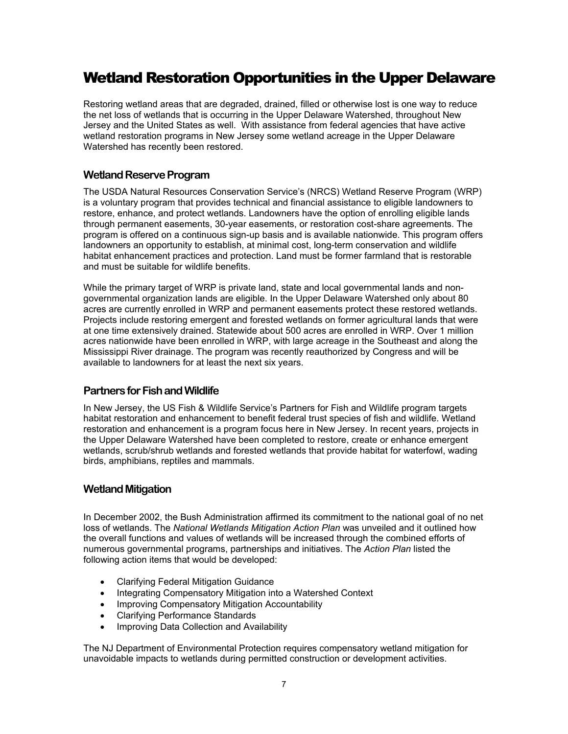# Wetland Restoration Opportunities in the Upper Delaware

Restoring wetland areas that are degraded, drained, filled or otherwise lost is one way to reduce the net loss of wetlands that is occurring in the Upper Delaware Watershed, throughout New Jersey and the United States as well. With assistance from federal agencies that have active wetland restoration programs in New Jersey some wetland acreage in the Upper Delaware Watershed has recently been restored.

## Wetland Reserve Program

The USDA Natural Resources Conservation Service's (NRCS) Wetland Reserve Program (WRP) is a voluntary program that provides technical and financial assistance to eligible landowners to restore, enhance, and protect wetlands. Landowners have the option of enrolling eligible lands through permanent easements, 30-year easements, or restoration cost-share agreements. The program is offered on a continuous sign-up basis and is available nationwide. This program offers landowners an opportunity to establish, at minimal cost, long-term conservation and wildlife habitat enhancement practices and protection. Land must be former farmland that is restorable and must be suitable for wildlife benefits.

While the primary target of WRP is private land, state and local governmental lands and non-governmental organization lands are eligible. In the Upper Delaware Watershed only about 80 acres are currently enrolled in WRP and permanent easements protect these restored wetlands. Projects include restoring emergent and forested wetlands on former agricultural lands that were at one time extensively drained. Statewide about 500 acres are enrolled in WRP. Over 1 million acres nationwide have been enrolled in WRP, with large acreage in the Southeast and along the Mississippi River drainage. The program was recently reauthorized by Congress and will be available to landowners for at least the next six years.

## Partners for Fish and Wildlife

In New Jersey, the US Fish & Wildlife Service's Partners for Fish and Wildlife program targets habitat restoration and enhancement to benefit federal trust species of fish and wildlife. Wetland restoration and enhancement is a program focus here in New Jersey. In recent years, projects in the Upper Delaware Watershed have been completed to restore, create or enhance emergent wetlands, scrub/shrub wetlands and forested wetlands that provide habitat for waterfowl, wading birds, amphibians, reptiles and mammals.

## Wetland Mitigation

In December 2002, the Bush Administration affirmed its commitment to the national goal of no net loss of wetlands. The *National Wetlands Mitigation Action Plan* was unveiled and it outlined how the overall functions and values of wetlands will be increased through the combined efforts of numerous governmental programs, partnerships and initiatives. The *Action Plan* listed the following action items that would be developed:

- Clarifying Federal Mitigation Guidance
- Integrating Compensatory Mitigation into a Watershed Context
- Improving Compensatory Mitigation Accountability
- Clarifying Performance Standards
- Improving Data Collection and Availability

The NJ Department of Environmental Protection requires compensatory wetland mitigation for unavoidable impacts to wetlands during permitted construction or development activities.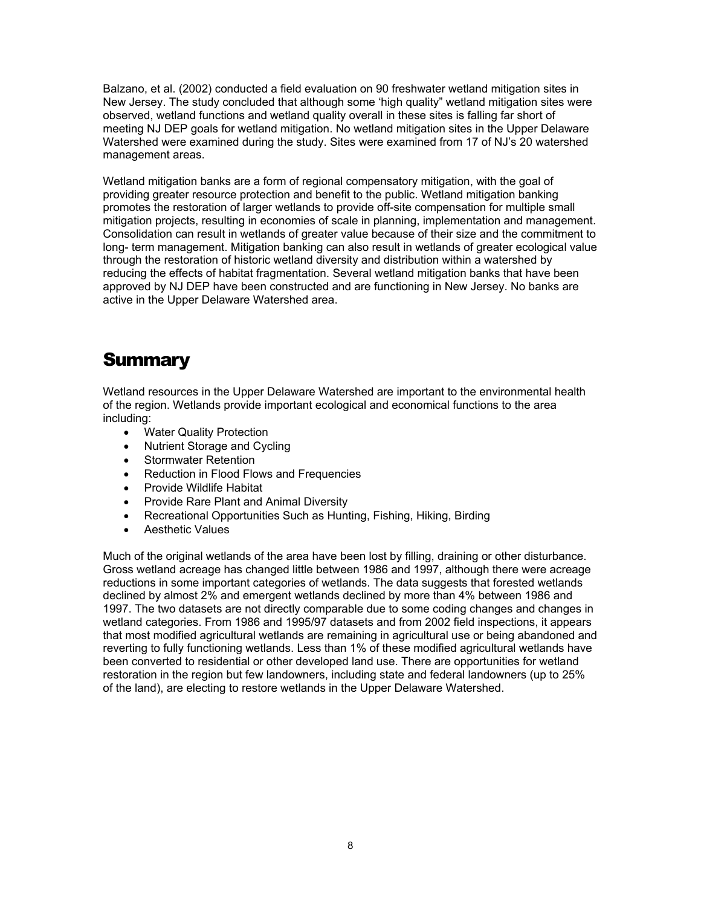Balzano, et al. (2002) conducted a field evaluation on 90 freshwater wetland mitigation sites in New Jersey. The study concluded that although some 'high quality" wetland mitigation sites were observed, wetland functions and wetland quality overall in these sites is falling far short of meeting NJ DEP goals for wetland mitigation. No wetland mitigation sites in the Upper Delaware Watershed were examined during the study. Sites were examined from 17 of NJ's 20 watershed management areas.

Wetland mitigation banks are a form of regional compensatory mitigation, with the goal of providing greater resource protection and benefit to the public. Wetland mitigation banking promotes the restoration of larger wetlands to provide off-site compensation for multiple small mitigation projects, resulting in economies of scale in planning, implementation and management. Consolidation can result in wetlands of greater value because of their size and the commitment to long- term management. Mitigation banking can also result in wetlands of greater ecological value through the restoration of historic wetland diversity and distribution within a watershed by reducing the effects of habitat fragmentation. Several wetland mitigation banks that have been approved by NJ DEP have been constructed and are functioning in New Jersey. No banks are active in the Upper Delaware Watershed area.

# Summary

Wetland resources in the Upper Delaware Watershed are important to the environmental health of the region. Wetlands provide important ecological and economical functions to the area including:

- Water Quality Protection
- Nutrient Storage and Cycling
- Stormwater Retention
- Reduction in Flood Flows and Frequencies
- Provide Wildlife Habitat
- Provide Rare Plant and Animal Diversity
- Recreational Opportunities Such as Hunting, Fishing, Hiking, Birding
- Aesthetic Values

Much of the original wetlands of the area have been lost by filling, draining or other disturbance. Gross wetland acreage has changed little between 1986 and 1997, although there were acreage reductions in some important categories of wetlands. The data suggests that forested wetlands declined by almost 2% and emergent wetlands declined by more than 4% between 1986 and 1997. The two datasets are not directly comparable due to some coding changes and changes in wetland categories. From 1986 and 1995/97 datasets and from 2002 field inspections, it appears that most modified agricultural wetlands are remaining in agricultural use or being abandoned and reverting to fully functioning wetlands. Less than 1% of these modified agricultural wetlands have been converted to residential or other developed land use. There are opportunities for wetland restoration in the region but few landowners, including state and federal landowners (up to 25% of the land), are electing to restore wetlands in the Upper Delaware Watershed.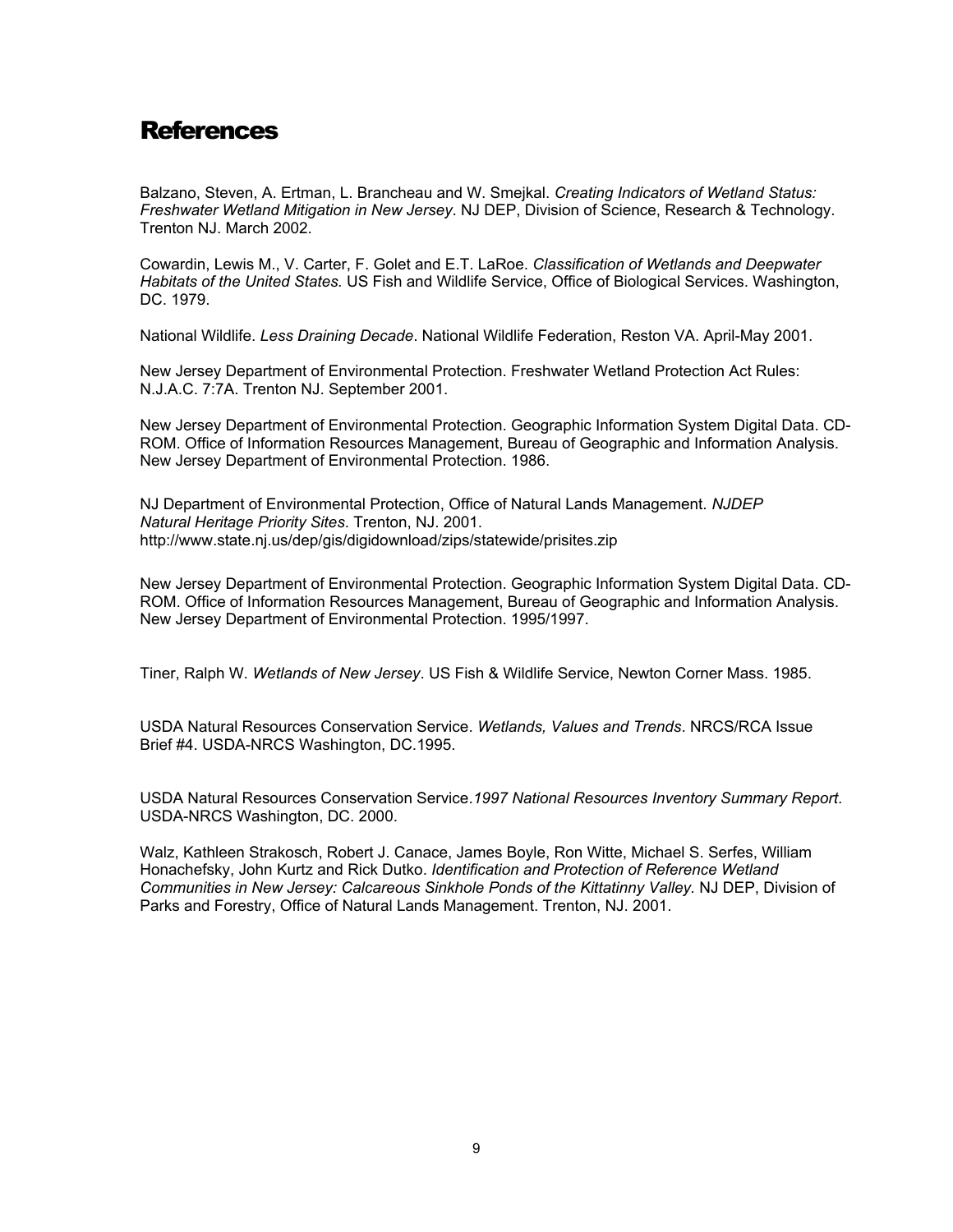# References

Balzano, Steven, A. Ertman, L. Brancheau and W. Smejkal. *Creating Indicators of Wetland Status: Freshwater Wetland Mitigation in New Jersey*. NJ DEP, Division of Science, Research & Technology. Trenton NJ. March 2002.

Cowardin, Lewis M., V. Carter, F. Golet and E.T. LaRoe. *Classification of Wetlands and Deepwater Habitats of the United States.* US Fish and Wildlife Service, Office of Biological Services. Washington, DC. 1979.

National Wildlife. *Less Draining Decade*. National Wildlife Federation, Reston VA. April-May 2001.

New Jersey Department of Environmental Protection. Freshwater Wetland Protection Act Rules: N.J.A.C. 7:7A. Trenton NJ. September 2001.

New Jersey Department of Environmental Protection. Geographic Information System Digital Data. CD-ROM. Office of Information Resources Management, Bureau of Geographic and Information Analysis. New Jersey Department of Environmental Protection. 1986.

NJ Department of Environmental Protection, Office of Natural Lands Management. *NJDEP Natural Heritage Priority Sites*. Trenton, NJ. 2001. http://www.state.nj.us/dep/gis/digidownload/zips/statewide/prisites.zip

New Jersey Department of Environmental Protection. Geographic Information System Digital Data. CD-ROM. Office of Information Resources Management, Bureau of Geographic and Information Analysis. New Jersey Department of Environmental Protection. 1995/1997.

Tiner, Ralph W. *Wetlands of New Jersey*. US Fish & Wildlife Service, Newton Corner Mass. 1985.

USDA Natural Resources Conservation Service. *Wetlands, Values and Trends*. NRCS/RCA Issue Brief #4. USDA-NRCS Washington, DC.1995.

USDA Natural Resources Conservation Service.*1997 National Resources Inventory Summary Report*. USDA-NRCS Washington, DC. 2000.

Walz, Kathleen Strakosch, Robert J. Canace, James Boyle, Ron Witte, Michael S. Serfes, William Honachefsky, John Kurtz and Rick Dutko. *Identification and Protection of Reference Wetland Communities in New Jersey: Calcareous Sinkhole Ponds of the Kittatinny Valley.* NJ DEP, Division of Parks and Forestry, Office of Natural Lands Management. Trenton, NJ. 2001.